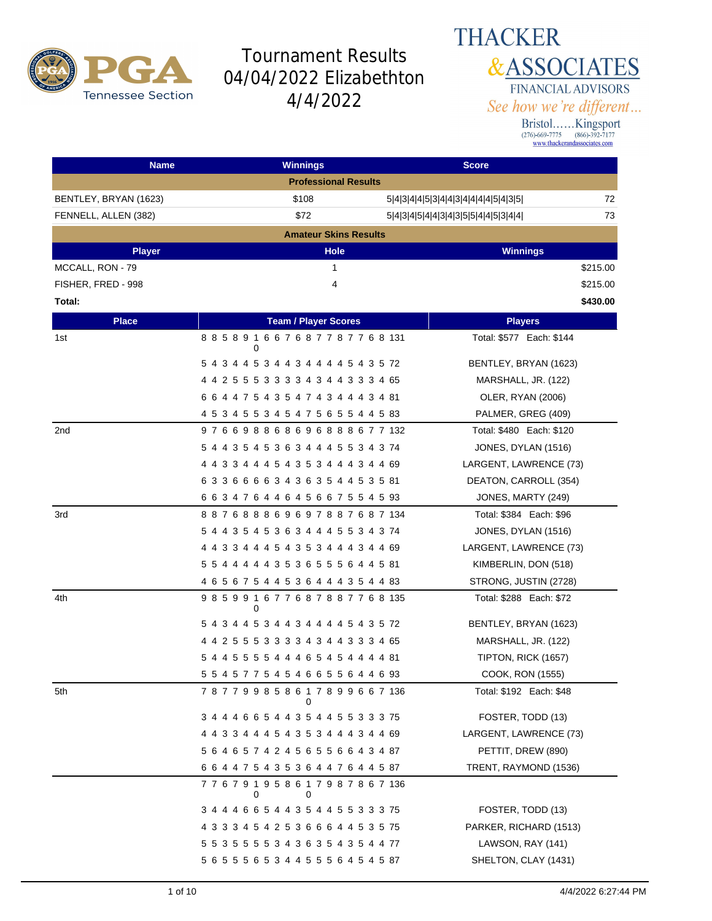# Tournament Results 04/04/2022 Elizabethton 4/4/2022

THACKER &ASSOCIATES
FINANCIAL ADVISORS
*See how we're different...*
Bristol......Kingsport
(276)-669-7775 (866)-392-7177
www.thackerandassociates.com

| Name | Winnings | Score | |
|---|---|---|---|
| **Professional Results** | | | |
| BENTLEY, BRYAN (1623) | $108 | 5\|4\|3\|4\|4\|5\|3\|4\|4\|3\|4\|4\|4\|4\|5\|4\|3\|5\| | 72 |
| FENNELL, ALLEN (382) | $72 | 5\|4\|3\|4\|5\|4\|4\|3\|4\|3\|5\|5\|4\|4\|5\|3\|4\|4\| | 73 |

| Player | Hole | Winnings |
|---|---|---|
| **Amateur Skins Results** | | |
| MCCALL, RON - 79 | 1 | $215.00 |
| FISHER, FRED - 998 | 4 | $215.00 |
| **Total:** | | **$430.00** |

| Place | Team / Player Scores | Players |
|---|---|---|
| 1st | 8 8 5 8 9 10 6 6 7 6 8 7 7 8 7 7 6 8 131 | Total: $577 Each: $144 |
| | 5 4 3 4 4 5 3 4 4 3 4 4 4 4 5 4 3 5 72 | BENTLEY, BRYAN (1623) |
| | 4 4 2 5 5 5 3 3 3 3 4 3 4 4 3 3 3 4 65 | MARSHALL, JR. (122) |
| | 6 6 4 4 7 5 4 3 5 4 7 4 3 4 4 4 3 4 81 | OLER, RYAN (2006) |
| | 4 5 3 4 5 5 3 4 5 4 7 5 6 5 5 4 4 5 83 | PALMER, GREG (409) |
| 2nd | 9 7 6 6 9 8 8 6 8 6 9 6 8 8 8 6 7 7 132 | Total: $480 Each: $120 |
| | 5 4 4 3 5 4 5 3 6 3 4 4 4 5 5 3 4 3 74 | JONES, DYLAN (1516) |
| | 4 4 3 3 4 4 4 5 4 3 5 3 4 4 4 3 4 4 69 | LARGENT, LAWRENCE (73) |
| | 6 3 3 6 6 6 6 3 4 3 6 3 5 4 4 5 3 5 81 | DEATON, CARROLL (354) |
| | 6 6 3 4 7 6 4 4 6 4 5 6 6 7 5 5 4 5 93 | JONES, MARTY (249) |
| 3rd | 8 8 7 6 8 8 8 6 9 6 9 7 8 8 7 6 8 7 134 | Total: $384 Each: $96 |
| | 5 4 4 3 5 4 5 3 6 3 4 4 4 5 5 3 4 3 74 | JONES, DYLAN (1516) |
| | 4 4 3 3 4 4 4 5 4 3 5 3 4 4 4 3 4 4 69 | LARGENT, LAWRENCE (73) |
| | 5 5 4 4 4 4 4 3 5 3 6 5 5 5 6 4 4 5 81 | KIMBERLIN, DON (518) |
| | 4 6 5 6 7 5 4 4 5 3 6 4 4 4 3 5 4 4 83 | STRONG, JUSTIN (2728) |
| 4th | 9 8 5 9 9 10 6 7 7 6 8 7 8 8 7 7 6 8 135 | Total: $288 Each: $72 |
| | 5 4 3 4 4 5 3 4 4 3 4 4 4 4 5 4 3 5 72 | BENTLEY, BRYAN (1623) |
| | 4 4 2 5 5 5 3 3 3 3 4 3 4 4 3 3 3 4 65 | MARSHALL, JR. (122) |
| | 5 4 4 5 5 5 5 4 4 4 6 5 4 5 4 4 4 4 81 | TIPTON, RICK (1657) |
| | 5 5 4 5 7 7 5 4 5 4 6 6 5 5 6 4 4 6 93 | COOK, RON (1555) |
| 5th | 7 8 7 7 9 9 8 5 8 6 10 7 8 9 9 6 6 7 136 | Total: $192 Each: $48 |
| | 3 4 4 4 6 6 5 4 4 3 5 4 4 5 5 3 3 3 75 | FOSTER, TODD (13) |
| | 4 4 3 3 4 4 4 5 4 3 5 3 4 4 4 3 4 4 69 | LARGENT, LAWRENCE (73) |
| | 5 6 4 6 5 7 4 2 4 5 6 5 5 6 6 4 3 4 87 | PETTIT, DREW (890) |
| | 6 6 4 4 7 5 4 3 5 3 6 4 4 7 6 4 4 5 87 | TRENT, RAYMOND (1536) |
| | 7 7 6 7 9 10 9 5 8 6 10 7 9 8 7 8 6 7 136 | |
| | 3 4 4 4 6 6 5 4 4 3 5 4 4 5 5 3 3 3 75 | FOSTER, TODD (13) |
| | 4 3 3 3 4 5 4 2 5 3 6 6 6 4 4 5 3 5 75 | PARKER, RICHARD (1513) |
| | 5 5 3 5 5 5 5 3 4 3 6 3 5 4 3 5 4 4 77 | LAWSON, RAY (141) |
| | 5 6 5 5 5 6 5 3 4 4 5 5 5 6 4 5 4 5 87 | SHELTON, CLAY (1431) |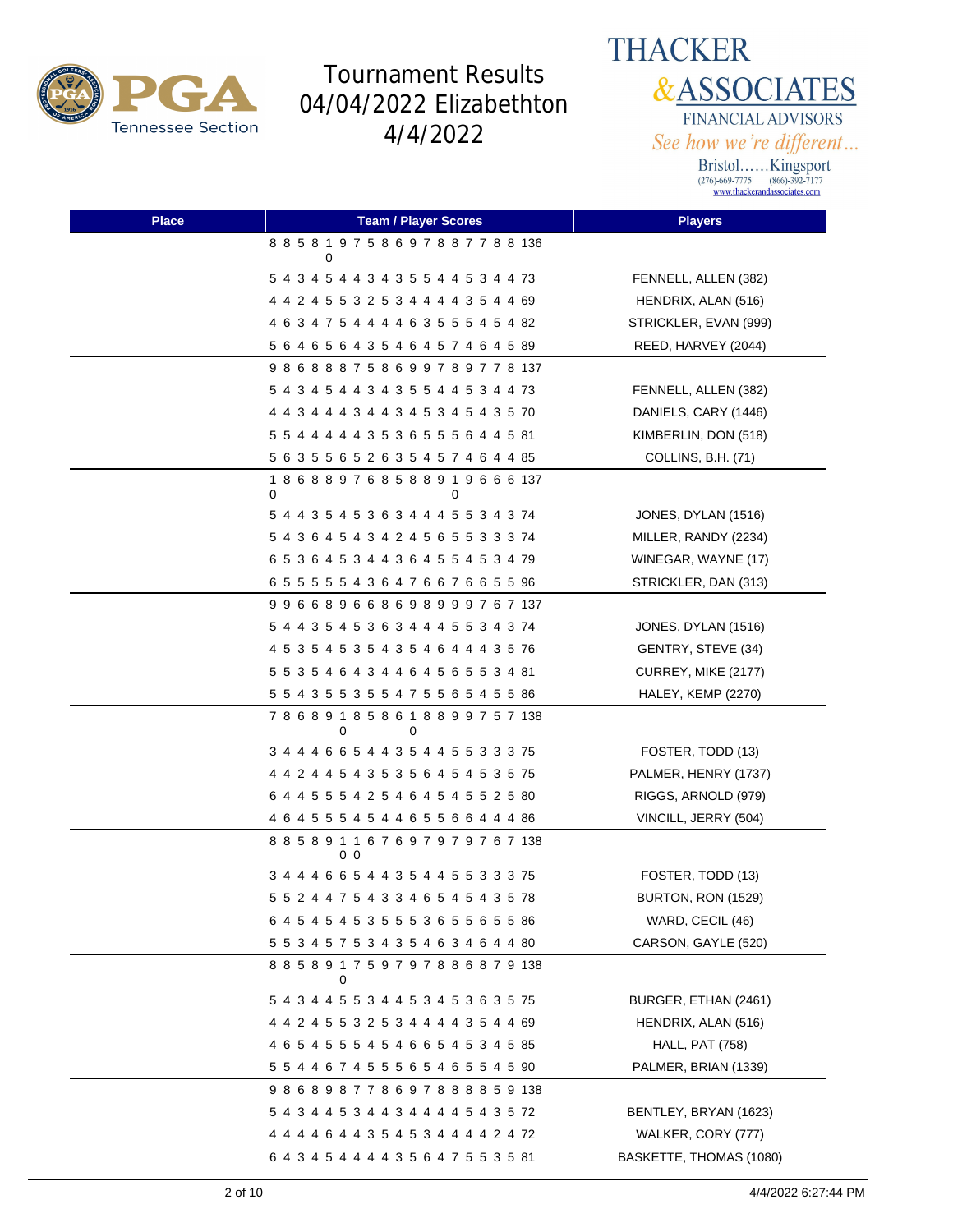# Tournament Results 04/04/2022 Elizabethton 4/4/2022

THACKER & ASSOCIATES
FINANCIAL ADVISORS
See how we're different...
Bristol......Kingsport
(276)-669-7775 (866)-392-7177
www.thackerandassociates.com

| Place | Team / Player Scores | Players |
|---|---|---|
| | 8 8 5 8 10 9 7 5 8 6 9 7 8 8 7 7 8 8 136 | |
| | 5 4 3 4 5 4 4 3 4 3 5 5 4 4 5 3 4 4 73 | FENNELL, ALLEN (382) |
| | 4 4 2 4 5 5 3 2 5 3 4 4 4 4 3 5 4 4 69 | HENDRIX, ALAN (516) |
| | 4 6 3 4 7 5 4 4 4 4 6 3 5 5 5 4 5 4 82 | STRICKLER, EVAN (999) |
| | 5 6 4 6 5 6 4 3 5 4 6 4 5 7 4 6 4 5 89 | REED, HARVEY (2044) |
| | 9 8 6 8 8 8 7 5 8 6 9 9 7 8 9 7 7 8 137 | |
| | 5 4 3 4 5 4 4 3 4 3 5 5 4 4 5 3 4 4 73 | FENNELL, ALLEN (382) |
| | 4 4 3 4 4 4 3 4 4 3 4 5 3 4 5 4 3 5 70 | DANIELS, CARY (1446) |
| | 5 5 4 4 4 4 4 3 5 3 6 5 5 5 6 4 4 5 81 | KIMBERLIN, DON (518) |
| | 5 6 3 5 5 6 5 2 6 3 5 4 5 7 4 6 4 4 85 | COLLINS, B.H. (71) |
| | 10 8 6 8 8 9 7 6 8 5 8 8 9 10 9 6 6 6 137 | |
| | 5 4 4 3 5 4 5 3 6 3 4 4 4 5 5 3 4 3 74 | JONES, DYLAN (1516) |
| | 5 4 3 6 4 5 4 3 4 2 4 5 6 5 5 3 3 3 74 | MILLER, RANDY (2234) |
| | 6 5 3 6 4 5 3 4 4 3 6 4 5 5 4 5 3 4 79 | WINEGAR, WAYNE (17) |
| | 6 5 5 5 5 5 4 3 6 4 7 6 6 7 6 6 5 5 96 | STRICKLER, DAN (313) |
| | 9 9 6 6 8 9 6 6 8 6 9 8 9 9 9 7 6 7 137 | |
| | 5 4 4 3 5 4 5 3 6 3 4 4 4 5 5 3 4 3 74 | JONES, DYLAN (1516) |
| | 4 5 3 5 4 5 3 5 4 3 5 4 6 4 4 4 3 5 76 | GENTRY, STEVE (34) |
| | 5 5 3 5 4 6 4 3 4 4 6 4 5 6 5 5 3 4 81 | CURREY, MIKE (2177) |
| | 5 5 4 3 5 5 3 5 5 4 7 5 5 6 5 4 5 5 86 | HALEY, KEMP (2270) |
| | 7 8 6 8 9 10 8 5 8 6 10 8 8 9 9 7 5 7 138 | |
| | 3 4 4 4 6 6 5 4 4 3 5 4 4 5 5 3 3 3 75 | FOSTER, TODD (13) |
| | 4 4 2 4 4 5 4 3 5 3 5 6 4 5 4 5 3 5 75 | PALMER, HENRY (1737) |
| | 6 4 4 5 5 5 4 2 5 4 6 4 5 4 5 5 2 5 80 | RIGGS, ARNOLD (979) |
| | 4 6 4 5 5 5 4 5 4 4 6 5 5 6 6 4 4 4 86 | VINCILL, JERRY (504) |
| | 8 8 5 8 9 10 10 6 7 6 9 7 9 7 9 7 6 7 138 | |
| | 3 4 4 4 6 6 5 4 4 3 5 4 4 5 5 3 3 3 75 | FOSTER, TODD (13) |
| | 5 5 2 4 4 7 5 4 3 3 4 6 5 4 5 4 3 5 78 | BURTON, RON (1529) |
| | 6 4 5 4 5 4 5 3 5 5 5 3 6 5 5 6 5 5 86 | WARD, CECIL (46) |
| | 5 5 3 4 5 7 5 3 4 3 5 4 6 3 4 6 4 4 80 | CARSON, GAYLE (520) |
| | 8 8 5 8 9 10 7 5 9 7 9 7 8 8 6 8 7 9 138 | |
| | 5 4 3 4 4 5 5 3 4 4 5 3 4 5 3 6 3 5 75 | BURGER, ETHAN (2461) |
| | 4 4 2 4 5 5 3 2 5 3 4 4 4 4 3 5 4 4 69 | HENDRIX, ALAN (516) |
| | 4 6 5 4 5 5 5 4 5 4 6 6 5 4 5 3 4 5 85 | HALL, PAT (758) |
| | 5 5 4 4 6 7 4 5 5 5 6 5 4 6 5 5 4 5 90 | PALMER, BRIAN (1339) |
| | 9 8 6 8 9 8 7 7 8 6 9 7 8 8 8 8 5 9 138 | |
| | 5 4 3 4 4 5 3 4 4 3 4 4 4 4 5 4 3 5 72 | BENTLEY, BRYAN (1623) |
| | 4 4 4 4 6 4 4 3 5 4 5 3 4 4 4 4 2 4 72 | WALKER, CORY (777) |
| | 6 4 3 4 5 4 4 4 4 3 5 6 4 7 5 5 3 5 81 | BASKETTE, THOMAS (1080) |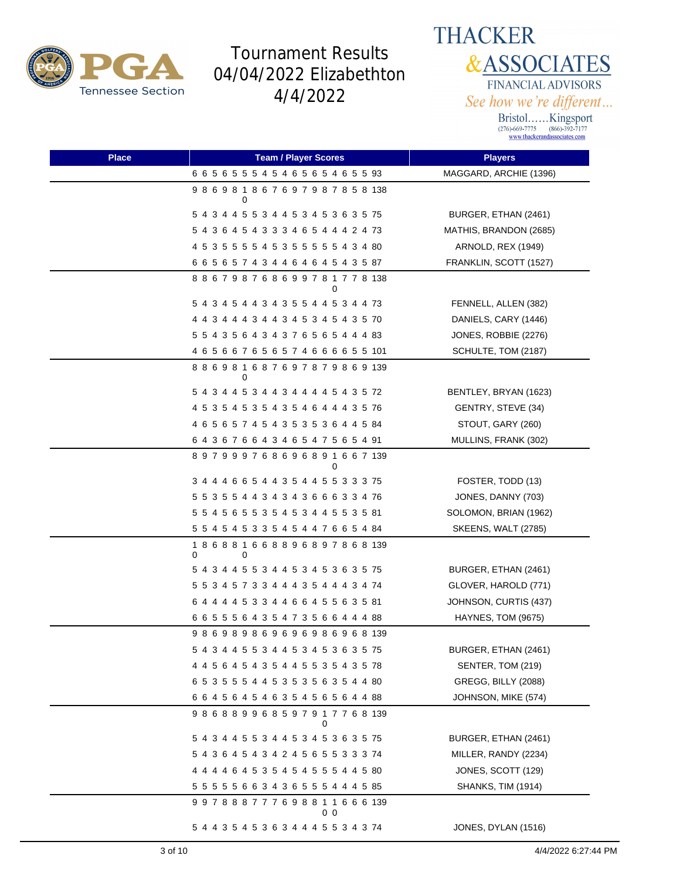# Tournament Results 04/04/2022 Elizabethton 4/4/2022

THACKER &ASSOCIATES
FINANCIAL ADVISORS
*See how we're different...*
Bristol......Kingsport
(276)-669-7775 (866)-392-7177
www.thackerandassociates.com

| Place | Team / Player Scores | Players |
|---|---|---|
| | 6 6 5 6 5 5 5 4 5 4 6 5 6 5 4 6 5 5 93 | MAGGARD, ARCHIE (1396) |
| | 9 8 6 9 8 10 8 6 7 6 9 7 9 8 7 8 5 8 138 | |
| | 5 4 3 4 4 5 5 3 4 4 5 3 4 5 3 6 3 5 75 | BURGER, ETHAN (2461) |
| | 5 4 3 6 4 5 4 3 3 3 4 6 5 4 4 4 2 4 73 | MATHIS, BRANDON (2685) |
| | 4 5 3 5 5 5 5 4 5 3 5 5 5 5 5 4 3 4 80 | ARNOLD, REX (1949) |
| | 6 6 5 6 5 7 4 3 4 4 6 4 6 4 5 4 3 5 87 | FRANKLIN, SCOTT (1527) |
| | 8 8 6 7 9 8 7 6 8 6 9 9 7 8 10 7 7 8 138 | |
| | 5 4 3 4 5 4 4 3 4 3 5 5 4 4 5 3 4 4 73 | FENNELL, ALLEN (382) |
| | 4 4 3 4 4 4 3 4 4 3 4 5 3 4 5 4 3 5 70 | DANIELS, CARY (1446) |
| | 5 5 4 3 5 6 4 3 4 3 7 6 5 6 5 4 4 4 83 | JONES, ROBBIE (2276) |
| | 4 6 5 6 6 7 6 5 6 5 7 4 6 6 6 6 5 5 101 | SCHULTE, TOM (2187) |
| | 8 8 6 9 8 10 6 8 7 6 9 7 8 7 9 8 6 9 139 | |
| | 5 4 3 4 4 5 3 4 4 3 4 4 4 4 5 4 3 5 72 | BENTLEY, BRYAN (1623) |
| | 4 5 3 5 4 5 3 5 4 3 5 4 6 4 4 4 3 5 76 | GENTRY, STEVE (34) |
| | 4 6 5 6 5 7 4 5 4 3 5 3 5 3 6 4 4 5 84 | STOUT, GARY (260) |
| | 6 4 3 6 7 6 6 4 3 4 6 5 4 7 5 6 5 4 91 | MULLINS, FRANK (302) |
| | 8 9 7 9 9 9 7 6 8 6 9 6 8 9 10 6 6 7 139 | |
| | 3 4 4 4 6 6 5 4 4 3 5 4 4 5 5 3 3 3 75 | FOSTER, TODD (13) |
| | 5 5 3 5 5 4 4 3 4 3 4 3 6 6 6 3 3 4 76 | JONES, DANNY (703) |
| | 5 5 4 5 6 5 5 3 5 4 5 3 4 4 5 5 3 5 81 | SOLOMON, BRIAN (1962) |
| | 5 5 4 5 4 5 3 3 5 4 5 4 4 7 6 6 5 4 84 | SKEENS, WALT (2785) |
| | 10 8 6 8 8 10 6 6 8 8 9 6 8 9 7 8 6 8 139 | |
| | 5 4 3 4 4 5 5 3 4 4 5 3 4 5 3 6 3 5 75 | BURGER, ETHAN (2461) |
| | 5 5 3 4 5 7 3 3 4 4 4 3 5 4 4 4 3 4 74 | GLOVER, HAROLD (771) |
| | 6 4 4 4 4 5 3 3 4 4 6 6 4 5 5 6 3 5 81 | JOHNSON, CURTIS (437) |
| | 6 6 5 5 5 6 4 3 5 4 7 3 5 6 6 4 4 4 88 | HAYNES, TOM (9675) |
| | 9 8 6 9 8 9 8 6 9 6 9 6 9 8 6 9 6 8 139 | |
| | 5 4 3 4 4 5 5 3 4 4 5 3 4 5 3 6 3 5 75 | BURGER, ETHAN (2461) |
| | 4 4 5 6 4 5 4 3 5 4 4 5 5 3 5 4 3 5 78 | SENTER, TOM (219) |
| | 6 5 3 5 5 5 4 4 5 3 5 3 5 6 3 5 4 4 80 | GREGG, BILLY (2088) |
| | 6 6 4 5 6 4 5 4 6 3 5 4 5 6 5 6 4 4 88 | JOHNSON, MIKE (574) |
| | 9 8 6 8 8 9 9 6 8 5 9 7 9 10 7 7 6 8 139 | |
| | 5 4 3 4 4 5 5 3 4 4 5 3 4 5 3 6 3 5 75 | BURGER, ETHAN (2461) |
| | 5 4 3 6 4 5 4 3 4 2 4 5 6 5 5 3 3 3 74 | MILLER, RANDY (2234) |
| | 4 4 4 4 6 4 5 3 5 4 5 4 5 5 5 4 4 5 80 | JONES, SCOTT (129) |
| | 5 5 5 5 5 6 6 3 4 3 6 5 5 5 4 4 4 5 85 | SHANKS, TIM (1914) |
| | 9 9 7 8 8 8 7 7 7 6 9 8 8 10 10 6 6 6 139 | |
| | 5 4 4 3 5 4 5 3 6 3 4 4 4 5 5 3 4 3 74 | JONES, DYLAN (1516) |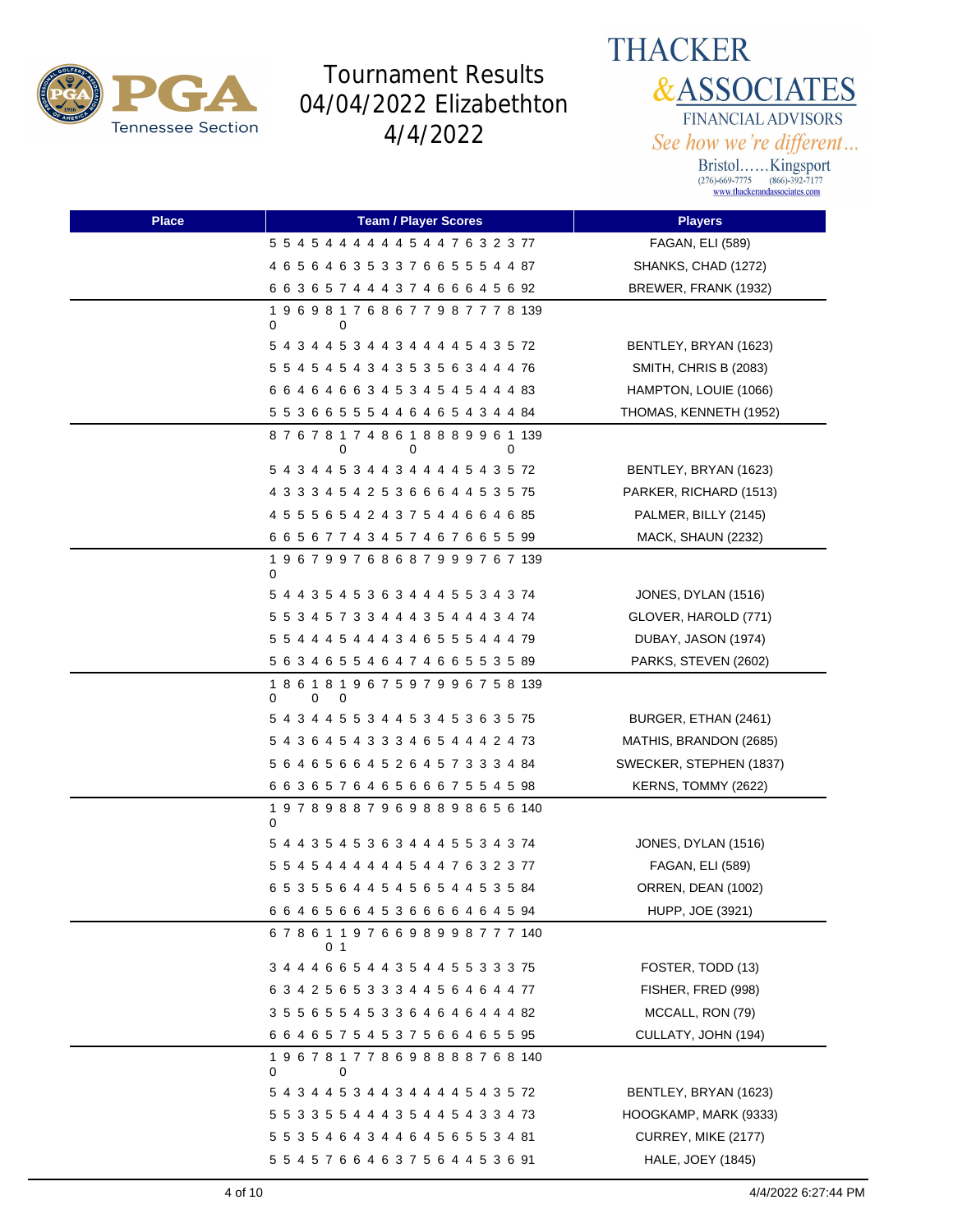# Tournament Results 04/04/2022 Elizabethton 4/4/2022

THACKER & ASSOCIATES FINANCIAL ADVISORS
*See how we're different...*
Bristol......Kingsport
(276)-669-7775 (866)-392-7177
www.thackerandassociates.com

| Place | Team / Player Scores | Players |
|---|---|---|
| | 5 5 4 5 4 4 4 4 4 4 5 4 4 7 6 3 2 3 77 | FAGAN, ELI (589) |
| | 4 6 5 6 4 6 3 5 3 3 7 6 6 5 5 5 4 4 87 | SHANKS, CHAD (1272) |
| | 6 6 3 6 5 7 4 4 4 3 7 4 6 6 6 4 5 6 92 | BREWER, FRANK (1932) |
| | 10 9 6 9 8 10 7 6 8 6 7 7 9 8 7 7 7 8 139 | |
| | 5 4 3 4 4 5 3 4 4 3 4 4 4 4 5 4 3 5 72 | BENTLEY, BRYAN (1623) |
| | 5 5 4 5 4 5 4 3 4 3 5 3 5 6 3 4 4 4 76 | SMITH, CHRIS B (2083) |
| | 6 6 4 6 4 6 6 3 4 5 3 4 5 4 5 4 4 4 83 | HAMPTON, LOUIE (1066) |
| | 5 5 3 6 6 5 5 5 4 4 6 4 6 5 4 3 4 4 84 | THOMAS, KENNETH (1952) |
| | 8 7 6 7 8 10 7 4 8 6 10 8 8 8 9 9 6 10 139 | |
| | 5 4 3 4 4 5 3 4 4 3 4 4 4 4 5 4 3 5 72 | BENTLEY, BRYAN (1623) |
| | 4 3 3 3 4 5 4 2 5 3 6 6 6 4 4 5 3 5 75 | PARKER, RICHARD (1513) |
| | 4 5 5 5 6 5 4 2 4 3 7 5 4 4 6 6 4 6 85 | PALMER, BILLY (2145) |
| | 6 6 5 6 7 7 4 3 4 5 7 4 6 7 6 6 5 5 99 | MACK, SHAUN (2232) |
| | 10 9 6 7 9 9 7 6 8 6 8 7 9 9 9 7 6 7 139 | |
| | 5 4 4 3 5 4 5 3 6 3 4 4 4 5 5 3 4 3 74 | JONES, DYLAN (1516) |
| | 5 5 3 4 5 7 3 3 4 4 4 3 5 4 4 4 3 4 74 | GLOVER, HAROLD (771) |
| | 5 5 4 4 4 5 4 4 4 3 4 6 5 5 5 4 4 4 79 | DUBAY, JASON (1974) |
| | 5 6 3 4 6 5 5 4 6 4 7 4 6 6 5 5 3 5 89 | PARKS, STEVEN (2602) |
| | 10 8 6 10 8 10 9 6 7 5 9 7 9 9 6 7 5 8 139 | |
| | 5 4 3 4 4 5 5 3 4 4 5 3 4 5 3 6 3 5 75 | BURGER, ETHAN (2461) |
| | 5 4 3 6 4 5 4 3 3 3 4 6 5 4 4 4 2 4 73 | MATHIS, BRANDON (2685) |
| | 5 6 4 6 5 6 6 4 5 2 6 4 5 7 3 3 3 4 84 | SWECKER, STEPHEN (1837) |
| | 6 6 3 6 5 7 6 4 6 5 6 6 6 7 5 5 4 5 98 | KERNS, TOMMY (2622) |
| | 10 9 7 8 9 8 8 7 9 6 9 8 8 9 8 6 5 6 140 | |
| | 5 4 4 3 5 4 5 3 6 3 4 4 4 5 5 3 4 3 74 | JONES, DYLAN (1516) |
| | 5 5 4 5 4 4 4 4 4 4 5 4 4 7 6 3 2 3 77 | FAGAN, ELI (589) |
| | 6 5 3 5 5 6 4 4 5 4 5 6 5 4 4 5 3 5 84 | ORREN, DEAN (1002) |
| | 6 6 4 6 5 6 6 4 5 3 6 6 6 6 4 6 4 5 94 | HUPP, JOE (3921) |
| | 6 7 8 6 10 11 9 7 6 6 9 8 9 9 8 7 7 7 140 | |
| | 3 4 4 4 6 6 5 4 4 3 5 4 4 5 5 3 3 3 75 | FOSTER, TODD (13) |
| | 6 3 4 2 5 6 5 3 3 3 4 4 5 6 4 6 4 4 77 | FISHER, FRED (998) |
| | 3 5 5 6 5 5 4 5 3 3 6 4 6 4 6 4 4 4 82 | MCCALL, RON (79) |
| | 6 6 4 6 5 7 5 4 5 3 7 5 6 6 4 6 5 5 95 | CULLATY, JOHN (194) |
| | 10 9 6 7 8 10 7 7 8 6 9 8 8 8 8 7 6 8 140 | |
| | 5 4 3 4 4 5 3 4 4 3 4 4 4 4 5 4 3 5 72 | BENTLEY, BRYAN (1623) |
| | 5 5 3 3 5 5 4 4 4 3 5 4 4 5 4 3 3 4 73 | HOOGKAMP, MARK (9333) |
| | 5 5 3 5 4 6 4 3 4 4 6 4 5 6 5 5 3 4 81 | CURREY, MIKE (2177) |
| | 5 5 4 5 7 6 6 4 6 3 7 5 6 4 4 5 3 6 91 | HALE, JOEY (1845) |

4/4/2022 6:27:44 PM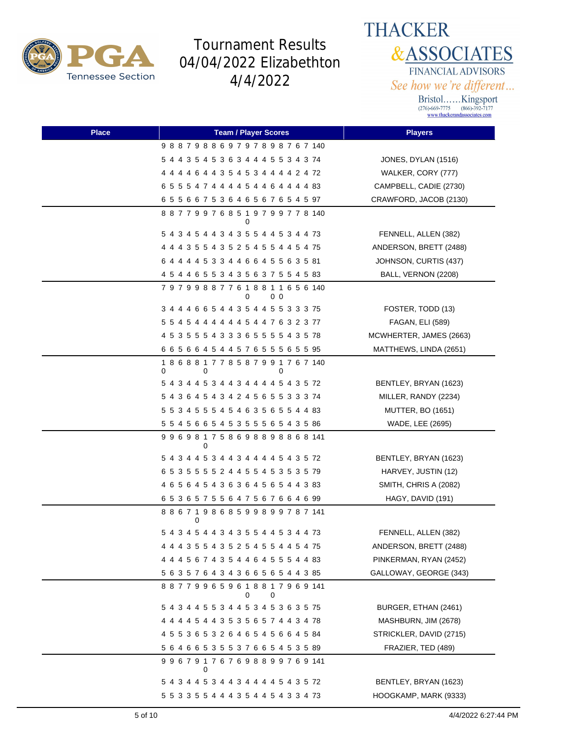# Tournament Results 04/04/2022 Elizabethton 4/4/2022

THACKER & ASSOCIATES
FINANCIAL ADVISORS
See how we're different...
Bristol......Kingsport
(276)-669-7775 (866)-392-7177
www.thackerandassociates.com

| Place | Team / Player Scores | Players |
|---|---|---|
| | 9 8 8 7 9 8 8 6 9 7 9 7 8 9 8 7 6 7 140 | |
| | 5 4 4 3 5 4 5 3 6 3 4 4 4 5 5 3 4 3 74 | JONES, DYLAN (1516) |
| | 4 4 4 4 6 4 4 3 5 4 5 3 4 4 4 4 2 4 72 | WALKER, CORY (777) |
| | 6 5 5 5 4 7 4 4 4 4 5 4 4 6 4 4 4 4 83 | CAMPBELL, CADIE (2730) |
| | 6 5 5 6 6 7 5 3 6 4 6 5 6 7 6 5 4 5 97 | CRAWFORD, JACOB (2130) |
| | 8 8 7 7 9 9 7 6 8 5 10 9 7 9 9 7 7 8 140 | |
| | 5 4 3 4 5 4 4 3 4 3 5 5 4 4 5 3 4 4 73 | FENNELL, ALLEN (382) |
| | 4 4 4 3 5 5 4 3 5 2 5 4 5 5 4 4 5 4 75 | ANDERSON, BRETT (2488) |
| | 6 4 4 4 4 5 3 3 4 4 6 6 4 5 5 6 3 5 81 | JOHNSON, CURTIS (437) |
| | 4 5 4 4 6 5 5 3 4 3 5 6 3 7 5 5 4 5 83 | BALL, VERNON (2208) |
| | 7 9 7 9 9 8 8 7 7 6 10 8 8 10 10 6 5 6 140 | |
| | 3 4 4 4 6 6 5 4 4 3 5 4 4 5 5 3 3 3 75 | FOSTER, TODD (13) |
| | 5 5 4 5 4 4 4 4 4 4 5 4 4 7 6 3 2 3 77 | FAGAN, ELI (589) |
| | 4 5 3 5 5 5 4 3 3 3 6 5 5 5 5 4 3 5 78 | MCWHERTER, JAMES (2663) |
| | 6 6 5 6 6 4 5 4 4 5 7 6 5 5 5 6 5 5 95 | MATTHEWS, LINDA (2651) |
| | 10 8 6 8 8 10 7 7 8 5 8 7 9 9 10 7 6 7 140 | |
| | 5 4 3 4 4 5 3 4 4 3 4 4 4 4 5 4 3 5 72 | BENTLEY, BRYAN (1623) |
| | 5 4 3 6 4 5 4 3 4 2 4 5 6 5 5 3 3 3 74 | MILLER, RANDY (2234) |
| | 5 5 3 4 5 5 5 4 5 4 6 3 5 6 5 5 4 4 83 | MUTTER, BO (1651) |
| | 5 5 4 5 6 6 5 4 5 3 5 5 5 6 5 4 3 5 86 | WADE, LEE (2695) |
| | 9 9 6 9 8 10 7 5 8 6 9 8 8 9 8 8 6 8 141 | |
| | 5 4 3 4 4 5 3 4 4 3 4 4 4 4 5 4 3 5 72 | BENTLEY, BRYAN (1623) |
| | 6 5 3 5 5 5 5 2 4 4 5 5 4 5 3 5 3 5 79 | HARVEY, JUSTIN (12) |
| | 4 6 5 6 4 5 4 3 6 3 6 4 5 6 5 4 4 3 83 | SMITH, CHRIS A (2082) |
| | 6 5 3 6 5 7 5 5 6 4 7 5 6 7 6 6 4 6 99 | HAGY, DAVID (191) |
| | 8 8 6 7 10 9 8 6 8 5 9 9 8 9 9 7 8 7 141 | |
| | 5 4 3 4 5 4 4 3 4 3 5 5 4 4 5 3 4 4 73 | FENNELL, ALLEN (382) |
| | 4 4 4 3 5 5 4 3 5 2 5 4 5 5 4 4 5 4 75 | ANDERSON, BRETT (2488) |
| | 4 4 4 5 6 7 4 3 5 4 4 6 4 5 5 5 4 4 83 | PINKERMAN, RYAN (2452) |
| | 5 6 3 5 7 6 4 3 4 3 6 6 5 6 5 4 4 3 85 | GALLOWAY, GEORGE (343) |
| | 8 8 7 7 9 9 6 5 9 6 10 8 8 10 7 9 6 9 141 | |
| | 5 4 3 4 4 5 5 3 4 4 5 3 4 5 3 6 3 5 75 | BURGER, ETHAN (2461) |
| | 4 4 4 4 5 4 4 3 5 3 5 6 5 7 4 4 3 4 78 | MASHBURN, JIM (2678) |
| | 4 5 5 3 6 5 3 2 6 4 6 5 4 5 6 6 4 5 84 | STRICKLER, DAVID (2715) |
| | 5 6 4 6 6 5 3 5 5 3 7 6 6 5 4 5 3 5 89 | FRAZIER, TED (489) |
| | 9 9 6 7 9 10 7 6 7 6 9 8 8 9 9 7 6 9 141 | |
| | 5 4 3 4 4 5 3 4 4 3 4 4 4 4 5 4 3 5 72 | BENTLEY, BRYAN (1623) |
| | 5 5 3 3 5 5 4 4 4 3 5 4 4 5 4 3 3 4 73 | HOOGKAMP, MARK (9333) |

4/4/2022 6:27:44 PM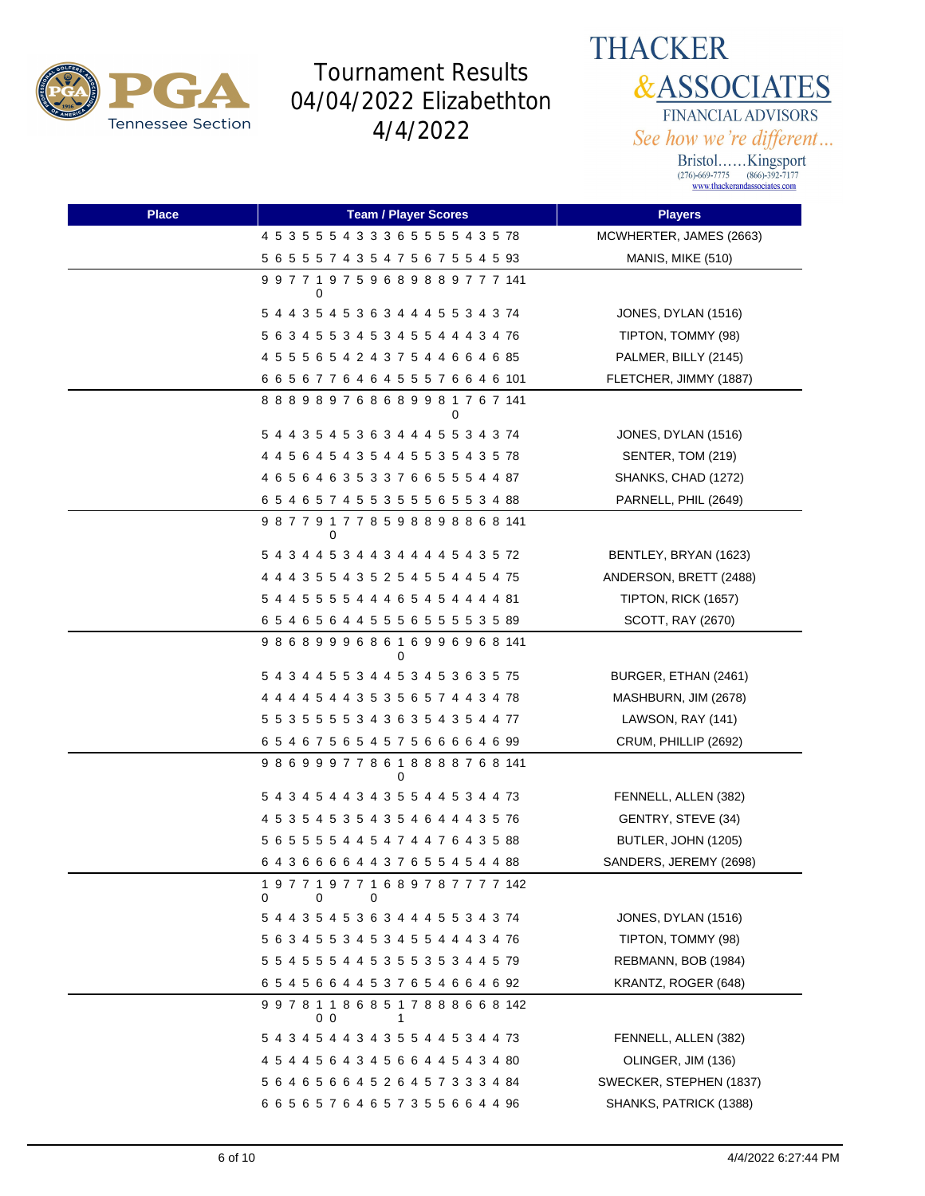# Tournament Results 04/04/2022 Elizabethton 4/4/2022

THACKER & ASSOCIATES
FINANCIAL ADVISORS
See how we're different...
Bristol......Kingsport
(276)-669-7775 (866)-392-7177
www.thackerandassociates.com

| Place | Team / Player Scores | Players |
|---|---|---|
| | 4 5 3 5 5 5 4 3 3 3 6 5 5 5 5 4 3 5 78 | MCWHERTER, JAMES (2663) |
| | 5 6 5 5 5 7 4 3 5 4 7 5 6 7 5 5 4 5 93 | MANIS, MIKE (510) |
| | 9 9 7 7 10 9 7 5 9 6 8 9 8 8 9 7 7 7 141 | |
| | 5 4 4 3 5 4 5 3 6 3 4 4 4 5 5 3 4 3 74 | JONES, DYLAN (1516) |
| | 5 6 3 4 5 5 3 4 5 3 4 5 5 4 4 4 3 4 76 | TIPTON, TOMMY (98) |
| | 4 5 5 5 6 5 4 2 4 3 7 5 4 4 6 6 4 6 85 | PALMER, BILLY (2145) |
| | 6 6 5 6 7 7 6 4 6 4 5 5 5 7 6 6 4 6 101 | FLETCHER, JIMMY (1887) |
| | 8 8 8 9 8 9 7 6 8 6 8 9 9 8 10 7 6 7 141 | |
| | 5 4 4 3 5 4 5 3 6 3 4 4 4 5 5 3 4 3 74 | JONES, DYLAN (1516) |
| | 4 4 5 6 4 5 4 3 5 4 4 5 5 3 5 4 3 5 78 | SENTER, TOM (219) |
| | 4 6 5 6 4 6 3 5 3 3 7 6 6 5 5 5 4 4 87 | SHANKS, CHAD (1272) |
| | 6 5 4 6 5 7 4 5 5 3 5 5 5 6 5 5 3 4 88 | PARNELL, PHIL (2649) |
| | 9 8 7 7 9 10 7 7 8 5 9 8 8 9 8 8 6 8 141 | |
| | 5 4 3 4 4 5 3 4 4 3 4 4 4 4 5 4 3 5 72 | BENTLEY, BRYAN (1623) |
| | 4 4 4 3 5 5 4 3 5 2 5 4 5 5 4 4 5 4 75 | ANDERSON, BRETT (2488) |
| | 5 4 4 5 5 5 5 4 4 4 6 5 4 5 4 4 4 4 81 | TIPTON, RICK (1657) |
| | 6 5 4 6 5 6 4 4 5 5 5 6 5 5 5 5 3 5 89 | SCOTT, RAY (2670) |
| | 9 8 6 8 9 9 9 6 8 6 10 6 9 9 6 9 6 8 141 | |
| | 5 4 3 4 4 5 5 3 4 4 5 3 4 5 3 6 3 5 75 | BURGER, ETHAN (2461) |
| | 4 4 4 4 5 4 4 3 5 3 5 6 5 7 4 4 3 4 78 | MASHBURN, JIM (2678) |
| | 5 5 3 5 5 5 5 3 4 3 6 3 5 4 3 5 4 4 77 | LAWSON, RAY (141) |
| | 6 5 4 6 7 5 6 5 4 5 7 5 6 6 6 6 4 6 99 | CRUM, PHILLIP (2692) |
| | 9 8 6 9 9 9 7 7 8 6 10 8 8 8 8 7 6 8 141 | |
| | 5 4 3 4 5 4 4 3 4 3 5 5 4 4 5 3 4 4 73 | FENNELL, ALLEN (382) |
| | 4 5 3 5 4 5 3 5 4 3 5 4 6 4 4 4 3 5 76 | GENTRY, STEVE (34) |
| | 5 6 5 5 5 5 4 4 5 4 7 4 4 7 6 4 3 5 88 | BUTLER, JOHN (1205) |
| | 6 4 3 6 6 6 6 4 4 3 7 6 5 5 4 5 4 4 88 | SANDERS, JEREMY (2698) |
| | 10 9 7 7 10 9 7 7 10 6 8 9 7 8 7 7 7 7 142 | |
| | 5 4 4 3 5 4 5 3 6 3 4 4 4 5 5 3 4 3 74 | JONES, DYLAN (1516) |
| | 5 6 3 4 5 5 3 4 5 3 4 5 5 4 4 4 3 4 76 | TIPTON, TOMMY (98) |
| | 5 5 4 5 5 5 4 4 5 3 5 5 3 5 3 4 4 5 79 | REBMANN, BOB (1984) |
| | 6 5 4 5 6 6 4 4 5 3 7 6 5 4 6 6 4 6 92 | KRANTZ, ROGER (648) |
| | 9 9 7 8 10 10 8 6 8 5 11 7 8 8 8 6 6 8 142 | |
| | 5 4 3 4 5 4 4 3 4 3 5 5 4 4 5 3 4 4 73 | FENNELL, ALLEN (382) |
| | 4 5 4 4 5 6 4 3 4 5 6 6 4 4 5 4 3 4 80 | OLINGER, JIM (136) |
| | 5 6 4 6 5 6 6 4 5 2 6 4 5 7 3 3 3 4 84 | SWECKER, STEPHEN (1837) |
| | 6 6 5 6 5 7 6 4 6 5 7 3 5 5 6 6 4 4 96 | SHANKS, PATRICK (1388) |

4/4/2022 6:27:44 PM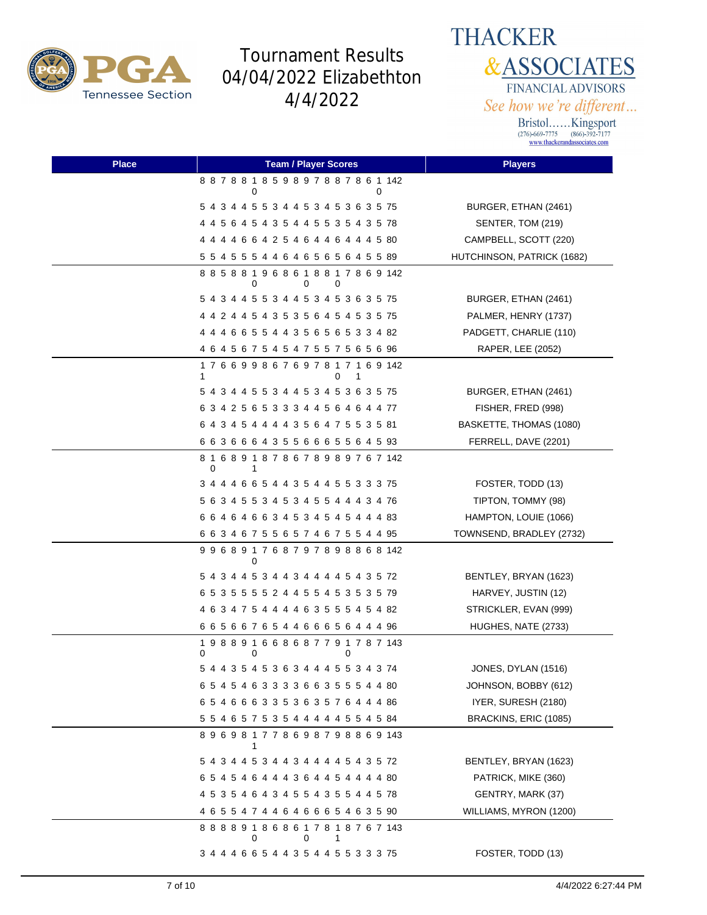# Tournament Results 04/04/2022 Elizabethton 4/4/2022

THACKER & ASSOCIATES
FINANCIAL ADVISORS
*See how we're different...*
Bristol......Kingsport
(276)-669-7775 (866)-392-7177
www.thackerandassociates.com

| Place | Team / Player Scores | Players |
|---|---|---|
| | 8 8 7 8 8 10 8 5 9 8 9 7 8 8 7 8 6 10 142 | |
| | 5 4 3 4 4 5 5 3 4 4 5 3 4 5 3 6 3 5 75 | BURGER, ETHAN (2461) |
| | 4 4 5 6 4 5 4 3 5 4 4 5 5 3 5 4 3 5 78 | SENTER, TOM (219) |
| | 4 4 4 4 6 6 4 2 5 4 6 4 4 6 4 4 4 5 80 | CAMPBELL, SCOTT (220) |
| | 5 5 4 5 5 5 4 4 6 4 6 5 6 5 6 4 5 5 89 | HUTCHINSON, PATRICK (1682) |
| | 8 8 5 8 8 10 9 6 8 6 10 8 8 10 7 8 6 9 142 | |
| | 5 4 3 4 4 5 5 3 4 4 5 3 4 5 3 6 3 5 75 | BURGER, ETHAN (2461) |
| | 4 4 2 4 4 5 4 3 5 3 5 6 4 5 4 5 3 5 75 | PALMER, HENRY (1737) |
| | 4 4 4 6 6 5 5 4 4 3 5 6 5 6 5 3 3 4 82 | PADGETT, CHARLIE (110) |
| | 4 6 4 5 6 7 5 4 5 4 7 5 5 7 5 6 5 6 96 | RAPER, LEE (2052) |
| | 11 7 6 6 9 9 8 6 7 6 9 7 8 10 7 11 6 9 142 | |
| | 5 4 3 4 4 5 5 3 4 4 5 3 4 5 3 6 3 5 75 | BURGER, ETHAN (2461) |
| | 6 3 4 2 5 6 5 3 3 3 4 4 5 6 4 6 4 4 77 | FISHER, FRED (998) |
| | 6 4 3 4 5 4 4 4 4 3 5 6 4 7 5 5 3 5 81 | BASKETTE, THOMAS (1080) |
| | 6 6 3 6 6 6 4 3 5 5 6 6 6 5 5 6 4 5 93 | FERRELL, DAVE (2201) |
| | 8 10 6 8 9 11 8 7 8 6 7 8 9 8 9 7 6 7 142 | |
| | 3 4 4 4 6 6 5 4 4 3 5 4 4 5 5 3 3 3 75 | FOSTER, TODD (13) |
| | 5 6 3 4 5 5 3 4 5 3 4 5 5 4 4 4 3 4 76 | TIPTON, TOMMY (98) |
| | 6 6 4 6 4 6 6 3 4 5 3 4 5 4 5 4 4 4 83 | HAMPTON, LOUIE (1066) |
| | 6 6 3 4 6 7 5 5 6 5 7 4 6 7 5 5 4 4 95 | TOWNSEND, BRADLEY (2732) |
| | 9 9 6 8 9 10 7 6 8 7 9 7 8 9 8 8 6 8 142 | |
| | 5 4 3 4 4 5 3 4 4 3 4 4 4 4 5 4 3 5 72 | BENTLEY, BRYAN (1623) |
| | 6 5 3 5 5 5 5 2 4 4 5 5 4 5 3 5 3 5 79 | HARVEY, JUSTIN (12) |
| | 4 6 3 4 7 5 4 4 4 4 6 3 5 5 5 4 5 4 82 | STRICKLER, EVAN (999) |
| | 6 6 5 6 6 7 6 5 4 4 6 6 6 6 5 6 4 4 4 96 | HUGHES, NATE (2733) |
| | 10 9 8 8 9 10 6 6 8 6 8 7 7 9 10 7 8 7 143 | |
| | 5 4 4 3 5 4 5 3 6 3 4 4 4 5 5 3 4 3 74 | JONES, DYLAN (1516) |
| | 6 5 4 5 4 6 3 3 3 3 6 6 3 5 5 5 4 4 80 | JOHNSON, BOBBY (612) |
| | 6 5 4 6 6 6 3 3 5 3 6 3 5 7 6 4 4 4 86 | IYER, SURESH (2180) |
| | 5 5 4 6 5 7 5 3 5 4 4 4 4 4 5 5 4 5 84 | BRACKINS, ERIC (1085) |
| | 8 9 6 9 8 11 7 7 8 6 9 8 7 9 8 8 6 9 143 | |
| | 5 4 3 4 4 5 3 4 4 3 4 4 4 4 5 4 3 5 72 | BENTLEY, BRYAN (1623) |
| | 6 5 4 5 4 6 4 4 4 3 6 4 4 5 4 4 4 4 80 | PATRICK, MIKE (360) |
| | 4 5 3 5 4 6 4 3 4 5 5 4 3 5 5 4 4 5 78 | GENTRY, MARK (37) |
| | 4 6 5 5 4 7 4 4 6 4 6 6 6 6 5 4 6 3 5 90 | WILLIAMS, MYRON (1200) |
| | 8 8 8 8 9 10 8 6 8 6 10 7 8 11 8 7 6 7 143 | |
| | 3 4 4 4 6 6 5 4 4 3 5 4 4 5 5 3 3 3 75 | FOSTER, TODD (13) |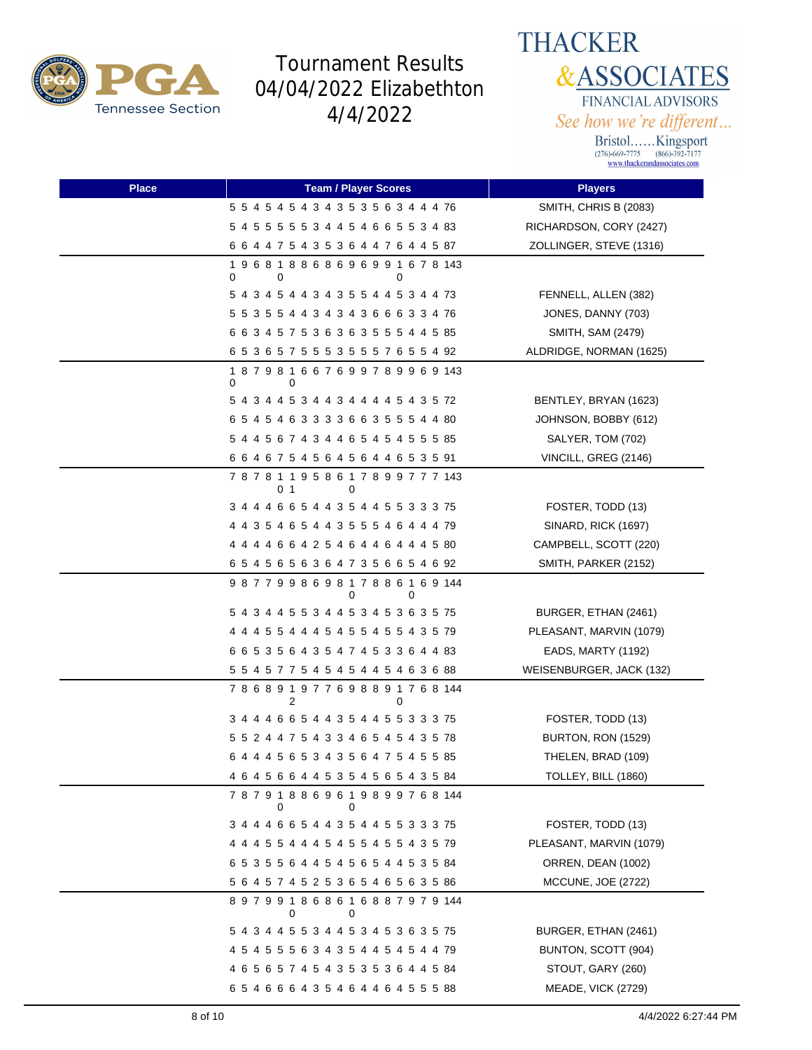# Tournament Results 04/04/2022 Elizabethton 4/4/2022

THACKER & ASSOCIATES
FINANCIAL ADVISORS
See how we're different...
Bristol......Kingsport
(276)-669-7775 (866)-392-7177
www.thackerandassociates.com

| Place | Team / Player Scores | Players |
|---|---|---|
| | 5 5 4 5 4 5 4 3 4 3 5 3 5 6 3 4 4 4 76 | SMITH, CHRIS B (2083) |
| | 5 4 5 5 5 5 5 3 4 4 5 4 6 6 5 5 3 4 83 | RICHARDSON, CORY (2427) |
| | 6 6 4 4 7 5 4 3 5 3 6 4 4 7 6 4 4 5 87 | ZOLLINGER, STEVE (1316) |
| | 10 9 6 8 10 8 8 6 8 6 9 6 9 9 10 6 7 8 143 | |
| | 5 4 3 4 5 4 4 3 4 3 5 5 4 4 5 3 4 4 73 | FENNELL, ALLEN (382) |
| | 5 5 3 5 5 4 4 3 4 3 4 3 6 6 6 3 3 4 76 | JONES, DANNY (703) |
| | 6 6 3 4 5 7 5 3 6 3 6 3 5 5 5 4 4 5 85 | SMITH, SAM (2479) |
| | 6 5 3 6 5 7 5 5 5 3 5 5 5 7 6 5 5 4 92 | ALDRIDGE, NORMAN (1625) |
| | 10 8 7 9 8 10 6 6 7 6 9 9 7 8 9 9 6 9 143 | |
| | 5 4 3 4 4 5 3 4 4 3 4 4 4 4 5 4 3 5 72 | BENTLEY, BRYAN (1623) |
| | 6 5 4 5 4 6 3 3 3 3 6 6 3 5 5 5 4 4 80 | JOHNSON, BOBBY (612) |
| | 5 4 4 5 6 7 4 3 4 4 6 5 4 5 4 5 5 5 85 | SALYER, TOM (702) |
| | 6 6 4 6 7 5 4 5 6 4 5 6 4 4 6 5 3 5 91 | VINCILL, GREG (2146) |
| | 7 8 7 8 10 11 9 5 8 6 10 7 8 9 9 7 7 7 143 | |
| | 3 4 4 4 6 6 5 4 4 3 5 4 4 5 5 3 3 3 75 | FOSTER, TODD (13) |
| | 4 4 3 5 4 6 5 4 4 3 5 5 5 4 6 4 4 4 79 | SINARD, RICK (1697) |
| | 4 4 4 4 6 6 4 2 5 4 6 4 4 6 4 4 4 5 80 | CAMPBELL, SCOTT (220) |
| | 6 5 4 5 6 5 6 3 6 4 7 3 5 6 6 5 4 6 92 | SMITH, PARKER (2152) |
| | 9 8 7 7 9 9 8 6 9 8 10 7 8 8 6 10 6 9 144 | |
| | 5 4 3 4 4 5 5 3 4 4 5 3 4 5 3 6 3 5 75 | BURGER, ETHAN (2461) |
| | 4 4 4 5 5 4 4 4 5 4 5 5 4 5 5 4 3 5 79 | PLEASANT, MARVIN (1079) |
| | 6 6 5 3 5 6 4 3 5 4 7 4 5 3 3 6 4 4 83 | EADS, MARTY (1192) |
| | 5 5 4 5 7 7 5 4 5 4 5 4 4 5 4 6 3 6 88 | WEISENBURGER, JACK (132) |
| | 7 8 6 8 9 12 9 7 7 6 9 8 8 9 10 7 6 8 144 | |
| | 3 4 4 4 6 6 5 4 4 3 5 4 4 5 5 3 3 3 75 | FOSTER, TODD (13) |
| | 5 5 2 4 4 7 5 4 3 3 4 6 5 4 5 4 3 5 78 | BURTON, RON (1529) |
| | 6 4 4 4 5 6 5 3 4 3 5 6 4 7 5 4 5 5 85 | THELEN, BRAD (109) |
| | 4 6 4 5 6 6 4 4 5 3 5 4 5 6 5 4 3 5 84 | TOLLEY, BILL (1860) |
| | 7 8 7 9 10 8 8 6 9 6 10 9 8 9 9 7 6 8 144 | |
| | 3 4 4 4 6 6 5 4 4 3 5 4 4 5 5 3 3 3 75 | FOSTER, TODD (13) |
| | 4 4 4 5 5 4 4 4 5 4 5 5 4 5 5 4 3 5 79 | PLEASANT, MARVIN (1079) |
| | 6 5 3 5 5 6 4 4 5 4 5 6 5 4 4 5 3 5 84 | ORREN, DEAN (1002) |
| | 5 6 4 5 7 4 5 2 5 3 6 5 4 6 5 6 3 5 86 | MCCUNE, JOE (2722) |
| | 8 9 7 9 9 10 8 6 8 6 10 6 8 8 7 9 7 9 144 | |
| | 5 4 3 4 4 5 5 3 4 4 5 3 4 5 3 6 3 5 75 | BURGER, ETHAN (2461) |
| | 4 5 4 5 5 5 6 3 4 3 5 4 4 5 4 5 4 4 79 | BUNTON, SCOTT (904) |
| | 4 6 5 6 5 7 4 5 4 3 5 3 5 3 6 4 4 5 84 | STOUT, GARY (260) |
| | 6 5 4 6 6 6 4 3 5 4 6 4 4 6 4 5 5 5 88 | MEADE, VICK (2729) |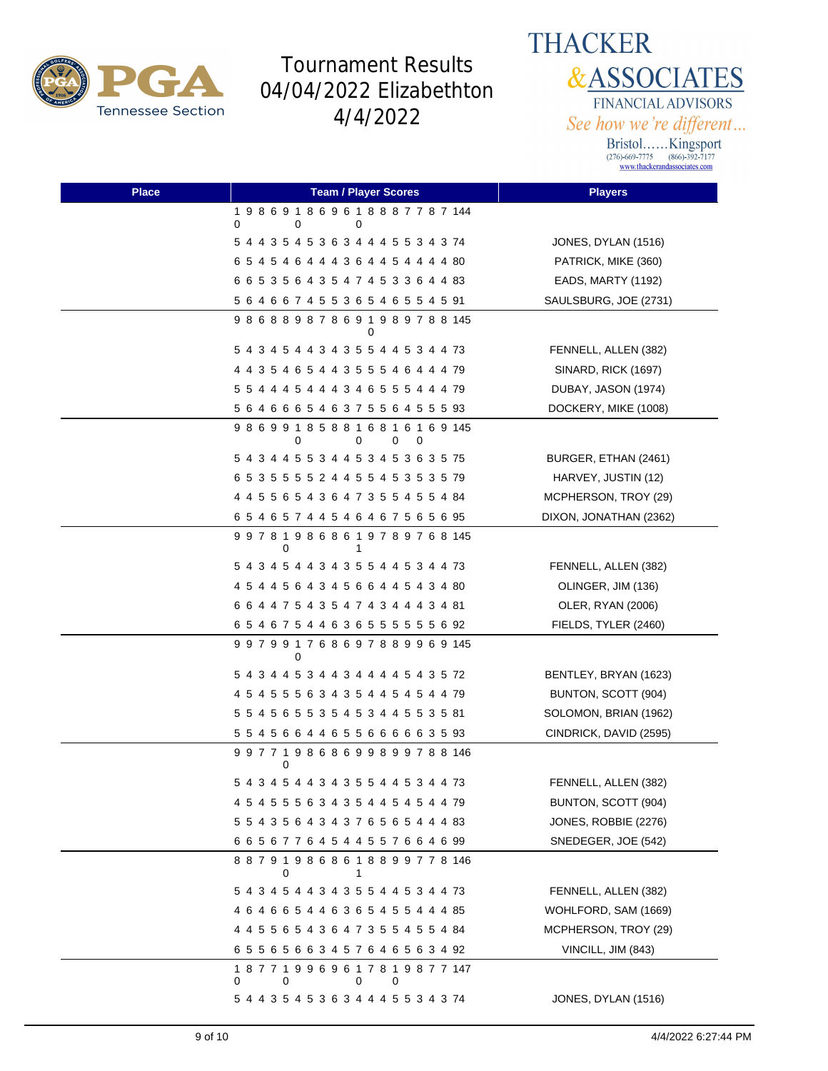# Tournament Results 04/04/2022 Elizabethton 4/4/2022

THACKER & ASSOCIATES
FINANCIAL ADVISORS
See how we're different...
Bristol……Kingsport
(276)-669-7775 (866)-392-7177
www.thackerandassociates.com

| Place | Team / Player Scores | Players |
|---|---|---|
| | 10 9 8 6 9 10 8 6 9 6 10 8 8 8 7 7 8 7 144 | |
| | 5 4 4 3 5 4 5 3 6 3 4 4 4 5 5 3 4 3 74 | JONES, DYLAN (1516) |
| | 6 5 4 5 4 6 4 4 4 3 6 4 4 5 4 4 4 4 80 | PATRICK, MIKE (360) |
| | 6 6 5 3 5 6 4 3 5 4 7 4 5 3 3 6 4 4 83 | EADS, MARTY (1192) |
| | 5 6 4 6 6 7 4 5 5 3 6 5 4 6 5 5 4 5 91 | SAULSBURG, JOE (2731) |
| | 9 8 6 8 8 9 8 7 8 6 9 10 9 8 9 7 8 8 145 | |
| | 5 4 3 4 5 4 4 3 4 3 5 5 4 4 5 3 4 4 73 | FENNELL, ALLEN (382) |
| | 4 4 3 5 4 6 5 4 4 3 5 5 5 4 6 4 4 4 79 | SINARD, RICK (1697) |
| | 5 5 4 4 4 5 4 4 4 3 4 6 5 5 5 4 4 4 79 | DUBAY, JASON (1974) |
| | 5 6 4 6 6 6 5 4 6 3 7 5 5 6 4 5 5 5 93 | DOCKERY, MIKE (1008) |
| | 9 8 6 9 9 10 8 5 8 8 10 6 8 10 6 10 6 9 145 | |
| | 5 4 3 4 4 5 5 3 4 4 5 3 4 5 3 6 3 5 75 | BURGER, ETHAN (2461) |
| | 6 5 3 5 5 5 5 2 4 4 5 5 4 5 3 5 3 5 79 | HARVEY, JUSTIN (12) |
| | 4 4 5 5 6 5 4 3 6 4 7 3 5 5 4 5 5 4 84 | MCPHERSON, TROY (29) |
| | 6 5 4 6 5 7 4 4 5 4 6 4 6 7 5 6 5 6 95 | DIXON, JONATHAN (2362) |
| | 9 9 7 8 10 9 8 6 8 6 11 9 7 8 9 7 6 8 145 | |
| | 5 4 3 4 5 4 4 3 4 3 5 5 4 4 5 3 4 4 73 | FENNELL, ALLEN (382) |
| | 4 5 4 4 5 6 4 3 4 5 6 6 4 4 5 4 3 4 80 | OLINGER, JIM (136) |
| | 6 6 4 4 7 5 4 3 5 4 7 4 3 4 4 4 3 4 81 | OLER, RYAN (2006) |
| | 6 5 4 6 7 5 4 4 6 3 6 5 5 5 5 5 5 6 92 | FIELDS, TYLER (2460) |
| | 9 9 7 9 9 10 7 6 8 6 9 7 8 8 9 9 6 9 145 | |
| | 5 4 3 4 4 5 3 4 4 3 4 4 4 4 5 4 3 5 72 | BENTLEY, BRYAN (1623) |
| | 4 5 4 5 5 5 6 3 4 3 5 4 4 5 4 5 4 4 79 | BUNTON, SCOTT (904) |
| | 5 5 4 5 6 5 5 3 5 4 5 3 4 4 5 5 3 5 81 | SOLOMON, BRIAN (1962) |
| | 5 5 4 5 6 6 4 4 6 5 5 6 6 6 6 6 3 5 93 | CINDRICK, DAVID (2595) |
| | 9 9 7 7 10 9 8 6 8 6 9 9 9 8 9 9 7 8 8 146 | |
| | 5 4 3 4 5 4 4 3 4 3 5 5 4 4 5 3 4 4 73 | FENNELL, ALLEN (382) |
| | 4 5 4 5 5 5 6 3 4 3 5 4 4 5 4 5 4 4 79 | BUNTON, SCOTT (904) |
| | 5 5 4 3 5 6 4 3 4 3 7 6 5 6 5 4 4 4 83 | JONES, ROBBIE (2276) |
| | 6 6 5 6 7 7 6 4 5 4 4 5 5 7 6 6 4 6 99 | SNEDEGER, JOE (542) |
| | 8 8 7 9 10 9 8 6 8 6 11 8 8 9 9 7 7 8 146 | |
| | 5 4 3 4 5 4 4 3 4 3 5 5 4 4 5 3 4 4 73 | FENNELL, ALLEN (382) |
| | 4 6 4 6 6 5 4 4 6 3 6 5 4 5 5 4 4 4 85 | WOHLFORD, SAM (1669) |
| | 4 4 5 5 6 5 4 3 6 4 7 3 5 5 4 5 5 4 84 | MCPHERSON, TROY (29) |
| | 6 5 5 6 5 6 6 3 4 5 7 6 4 6 5 6 3 4 92 | VINCILL, JIM (843) |
| | 10 8 7 7 10 9 9 6 9 6 10 7 8 10 9 8 7 7 147 | |
| | 5 4 4 3 5 4 5 3 6 3 4 4 4 5 5 3 4 3 74 | JONES, DYLAN (1516) |

4/4/2022 6:27:44 PM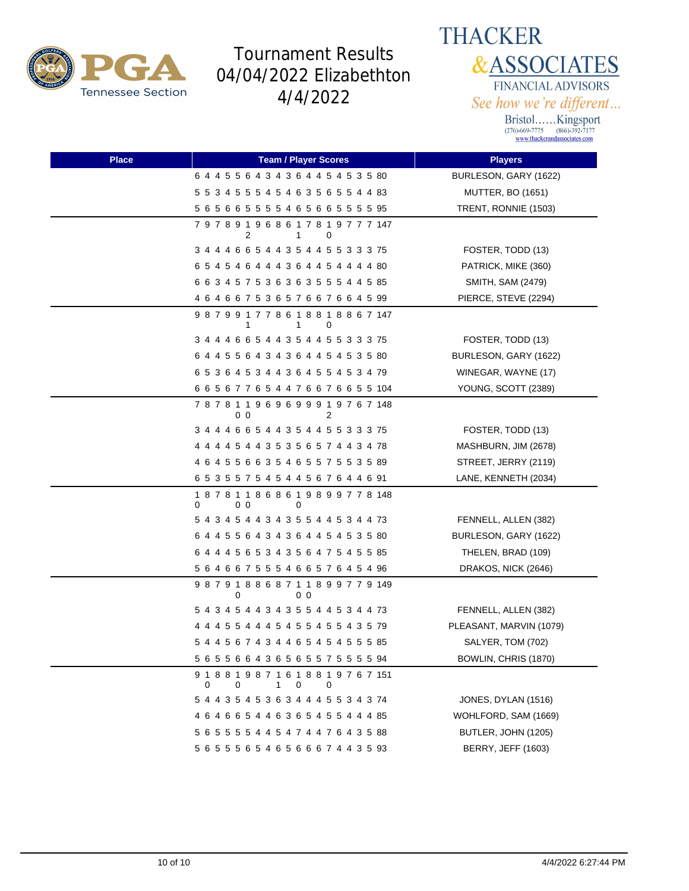# Tournament Results 04/04/2022 Elizabethton 4/4/2022

THACKER &ASSOCIATES FINANCIAL ADVISORS
See how we're different...
Bristol......Kingsport
(276)-669-7775 (866)-392-7177
www.thackerandassociates.com

| Place | Team / Player Scores | Players |
|---|---|---|
| | 6 4 4 5 5 6 4 3 4 3 6 4 4 5 4 5 3 5 80 | BURLESON, GARY (1622) |
| | 5 5 3 4 5 5 5 4 5 4 6 3 5 6 5 5 4 4 83 | MUTTER, BO (1651) |
| | 5 6 5 6 6 5 5 5 5 4 6 5 6 6 5 5 5 5 95 | TRENT, RONNIE (1503) |
| | 7 9 7 8 9 12 9 6 8 6 11 7 8 10 9 7 7 7 147 | |
| | 3 4 4 4 6 6 5 4 4 3 5 4 4 5 5 3 3 3 75 | FOSTER, TODD (13) |
| | 6 5 4 5 4 6 4 4 4 3 6 4 4 5 4 4 4 4 80 | PATRICK, MIKE (360) |
| | 6 6 3 4 5 7 5 3 6 3 6 3 5 5 5 4 4 5 85 | SMITH, SAM (2479) |
| | 4 6 4 6 6 7 5 3 6 5 7 6 6 7 6 6 4 5 99 | PIERCE, STEVE (2294) |
| | 9 8 7 9 9 11 7 7 8 6 11 8 8 10 8 8 6 7 147 | |
| | 3 4 4 4 6 6 5 4 4 3 5 4 4 5 5 3 3 3 75 | FOSTER, TODD (13) |
| | 6 4 4 5 5 6 4 3 4 3 6 4 4 5 4 5 3 5 80 | BURLESON, GARY (1622) |
| | 6 5 3 6 4 5 3 4 4 3 6 4 5 5 4 5 3 4 79 | WINEGAR, WAYNE (17) |
| | 6 6 5 6 7 7 6 5 4 4 7 6 6 7 6 6 5 5 104 | YOUNG, SCOTT (2389) |
| | 7 8 7 8 10 10 9 6 9 6 9 9 9 12 9 7 6 7 148 | |
| | 3 4 4 4 6 6 5 4 4 3 5 4 4 5 5 3 3 3 75 | FOSTER, TODD (13) |
| | 4 4 4 4 5 4 4 3 5 3 5 6 5 7 4 4 3 4 78 | MASHBURN, JIM (2678) |
| | 4 6 4 5 5 6 6 3 5 4 6 5 5 7 5 5 3 5 89 | STREET, JERRY (2119) |
| | 6 5 3 5 5 7 5 4 5 4 4 5 6 7 6 4 4 6 91 | LANE, KENNETH (2034) |
| | 10 8 7 8 10 10 8 6 8 6 10 9 8 9 9 7 7 8 148 | |
| | 5 4 3 4 5 4 4 3 4 3 5 5 4 4 5 3 4 4 73 | FENNELL, ALLEN (382) |
| | 6 4 4 5 5 6 4 3 4 3 6 4 4 5 4 5 3 5 80 | BURLESON, GARY (1622) |
| | 6 4 4 4 5 6 5 3 4 3 5 6 4 7 5 4 5 5 85 | THELEN, BRAD (109) |
| | 5 6 4 6 6 7 5 5 5 4 6 6 5 7 6 4 5 4 96 | DRAKOS, NICK (2646) |
| | 9 8 7 9 10 8 8 6 8 7 10 10 8 9 9 7 7 9 149 | |
| | 5 4 3 4 5 4 4 3 4 3 5 5 4 4 5 3 4 4 73 | FENNELL, ALLEN (382) |
| | 4 4 4 5 5 4 4 4 5 4 5 5 4 5 5 4 3 5 79 | PLEASANT, MARVIN (1079) |
| | 5 4 4 5 6 7 4 3 4 4 6 5 4 5 4 5 5 5 85 | SALYER, TOM (702) |
| | 5 6 5 5 6 6 4 3 6 5 6 5 5 7 5 5 5 5 94 | BOWLIN, CHRIS (1870) |
| | 9 10 8 8 10 9 8 7 11 6 10 8 8 10 9 7 6 7 151 | |
| | 5 4 4 3 5 4 5 3 6 3 4 4 4 5 5 3 4 3 74 | JONES, DYLAN (1516) |
| | 4 6 4 6 6 5 4 4 6 3 6 5 4 5 5 4 4 4 85 | WOHLFORD, SAM (1669) |
| | 5 6 5 5 5 5 4 4 5 4 7 4 4 7 6 4 3 5 88 | BUTLER, JOHN (1205) |
| | 5 6 5 5 5 6 5 4 6 5 6 6 6 7 4 4 3 5 93 | BERRY, JEFF (1603) |